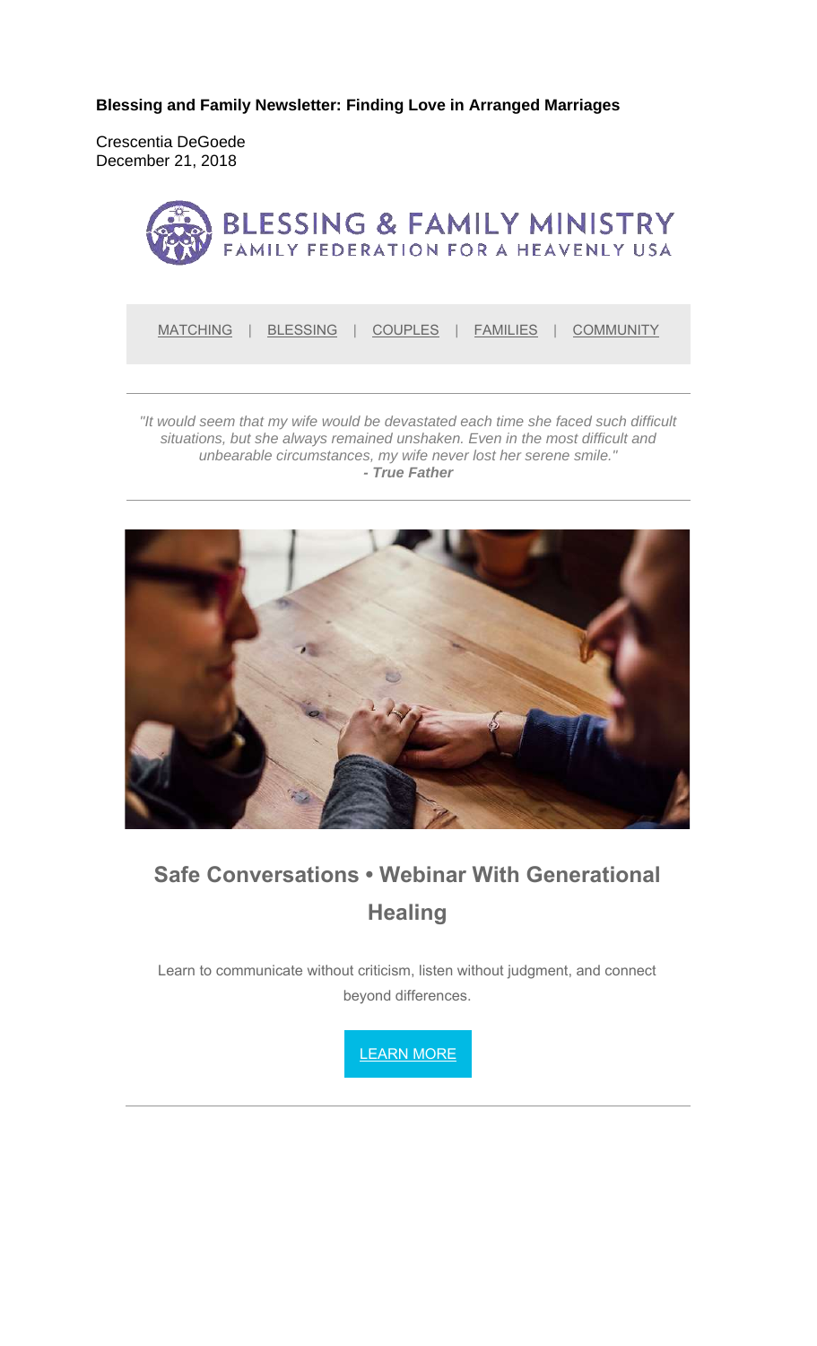**Blessing and Family Newsletter: Finding Love in Arranged Marriages**

Crescentia DeGoede
December 21, 2018

BLESSING & FAMILY MINISTRY
FAMILY FEDERATION FOR A HEAVENLY USA

MATCHING | BLESSING | COUPLES | FAMILIES | COMMUNITY

*"It would seem that my wife would be devastated each time she faced such difficult situations, but she always remained unshaken. Even in the most difficult and unbearable circumstances, my wife never lost her serene smile."*
***- True Father***

## Safe Conversations • Webinar With Generational Healing

Learn to communicate without criticism, listen without judgment, and connect beyond differences.

LEARN MORE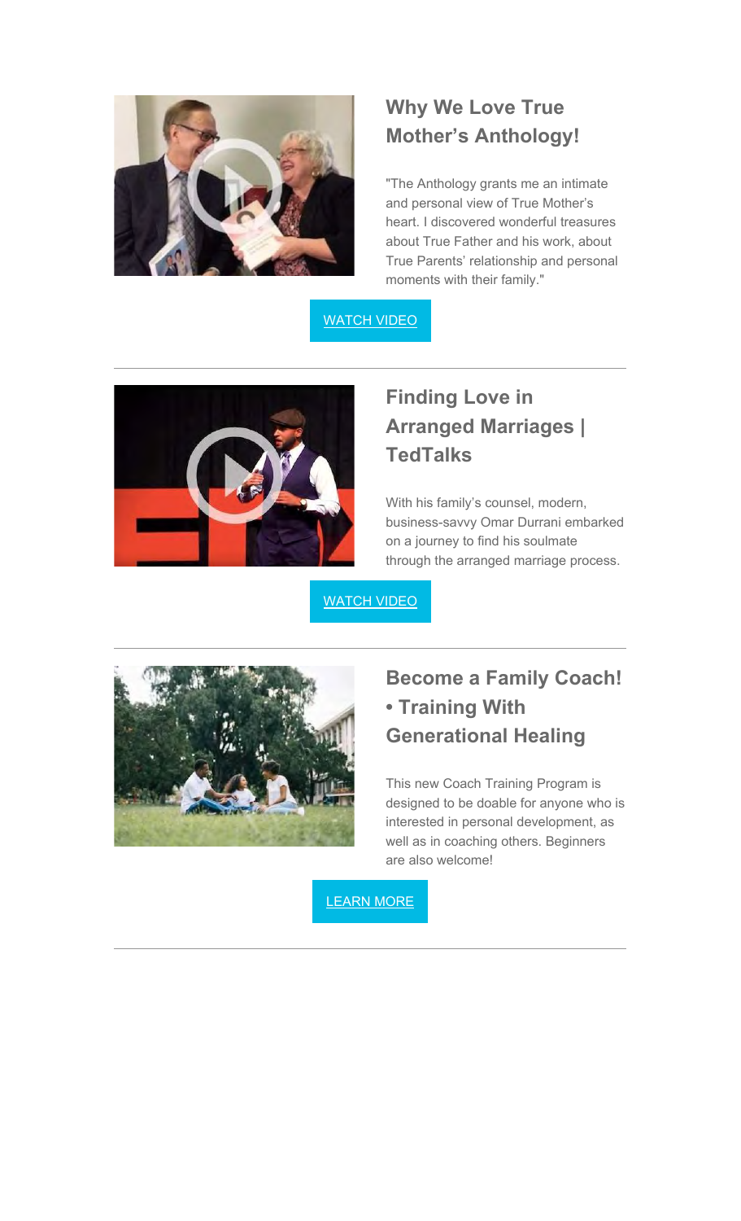## Why We Love True Mother's Anthology!

"The Anthology grants me an intimate and personal view of True Mother's heart. I discovered wonderful treasures about True Father and his work, about True Parents' relationship and personal moments with their family."

WATCH VIDEO

---

## Finding Love in Arranged Marriages | TedTalks

With his family's counsel, modern, business-savvy Omar Durrani embarked on a journey to find his soulmate through the arranged marriage process.

WATCH VIDEO

---

## Become a Family Coach! • Training With Generational Healing

This new Coach Training Program is designed to be doable for anyone who is interested in personal development, as well as in coaching others. Beginners are also welcome!

LEARN MORE

---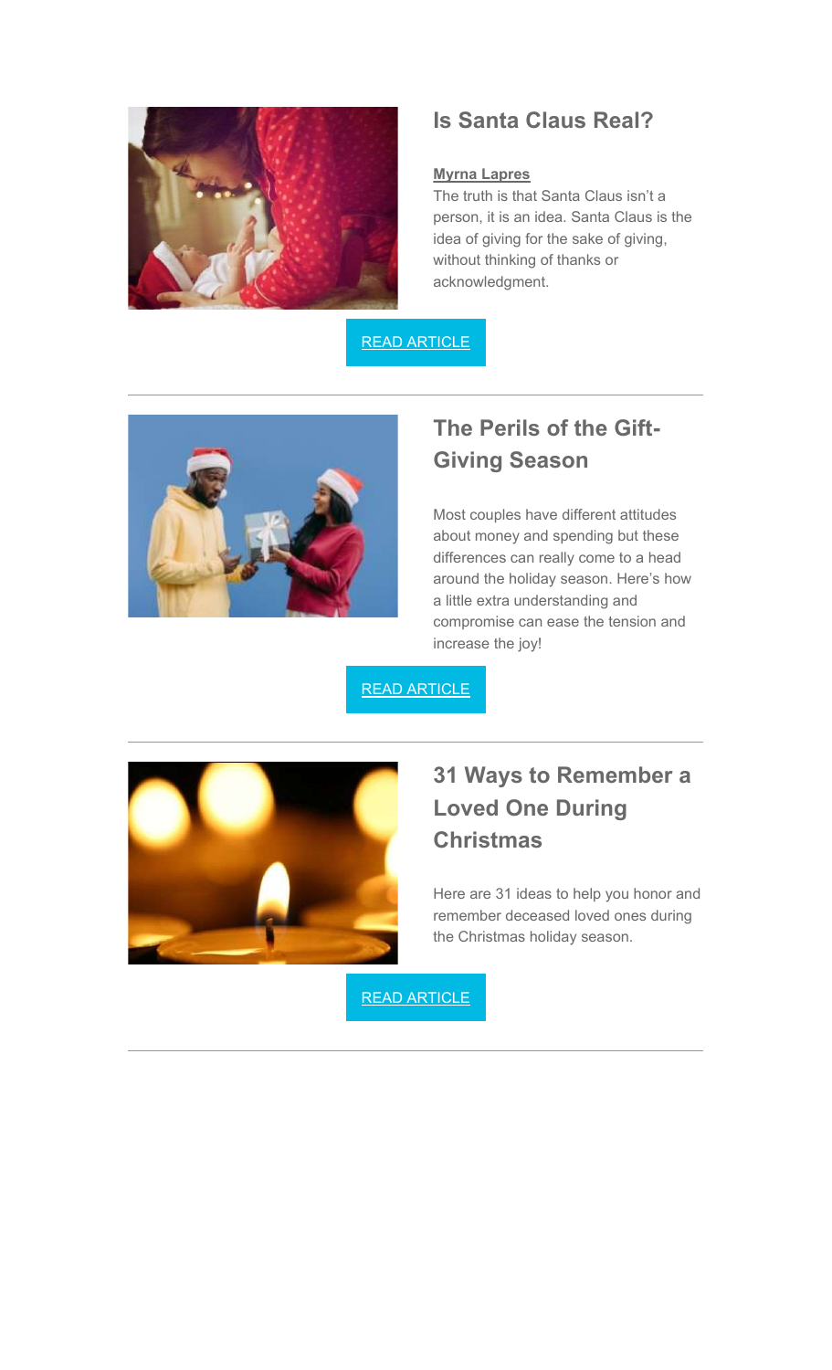## Is Santa Claus Real?

**Myrna Lapres**

The truth is that Santa Claus isn't a person, it is an idea. Santa Claus is the idea of giving for the sake of giving, without thinking of thanks or acknowledgment.

READ ARTICLE

---

## The Perils of the Gift-Giving Season

Most couples have different attitudes about money and spending but these differences can really come to a head around the holiday season. Here's how a little extra understanding and compromise can ease the tension and increase the joy!

READ ARTICLE

---

## 31 Ways to Remember a Loved One During Christmas

Here are 31 ideas to help you honor and remember deceased loved ones during the Christmas holiday season.

READ ARTICLE

---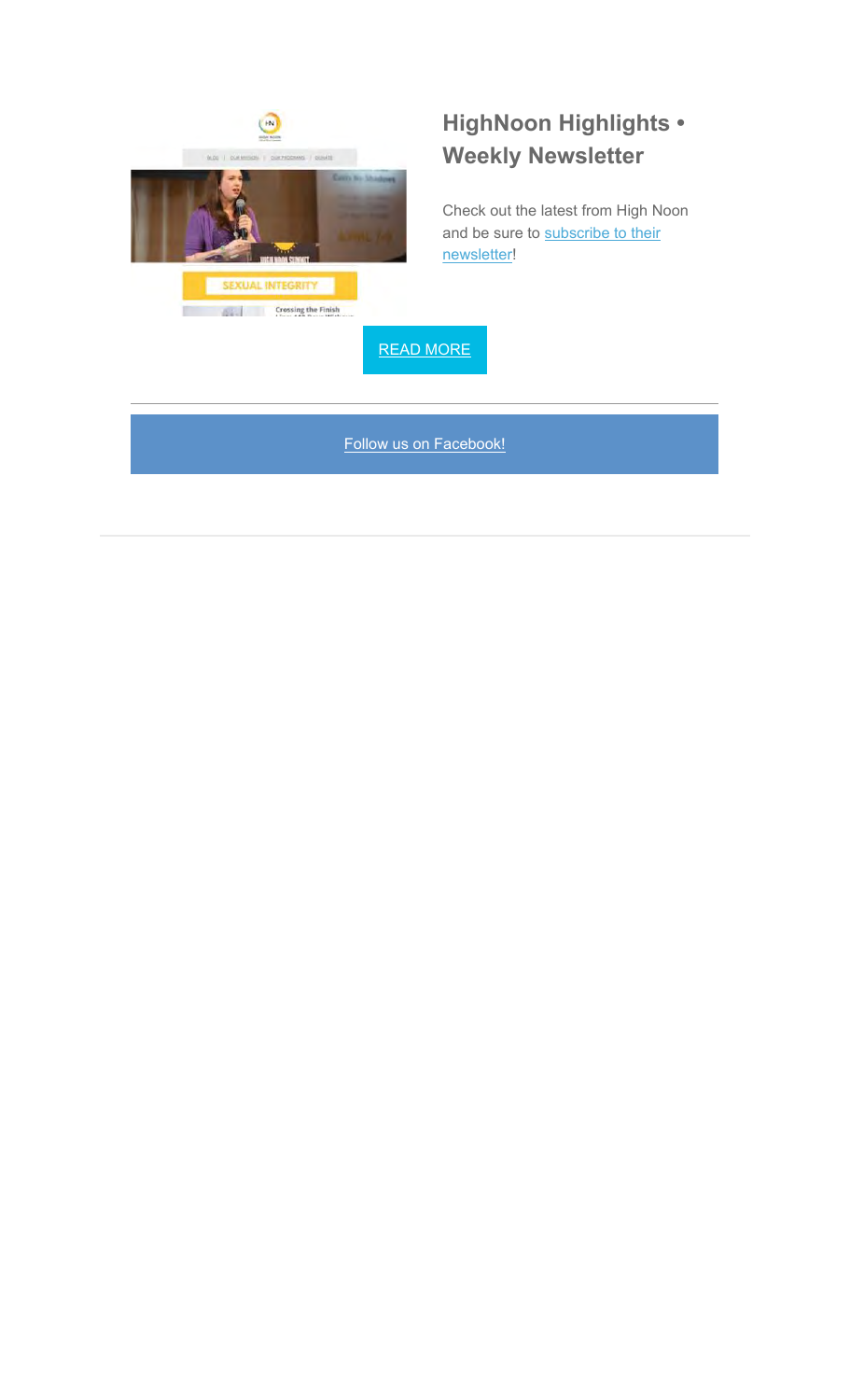## HighNoon Highlights • Weekly Newsletter

Check out the latest from High Noon and be sure to subscribe to their newsletter!

READ MORE

---

Follow us on Facebook!